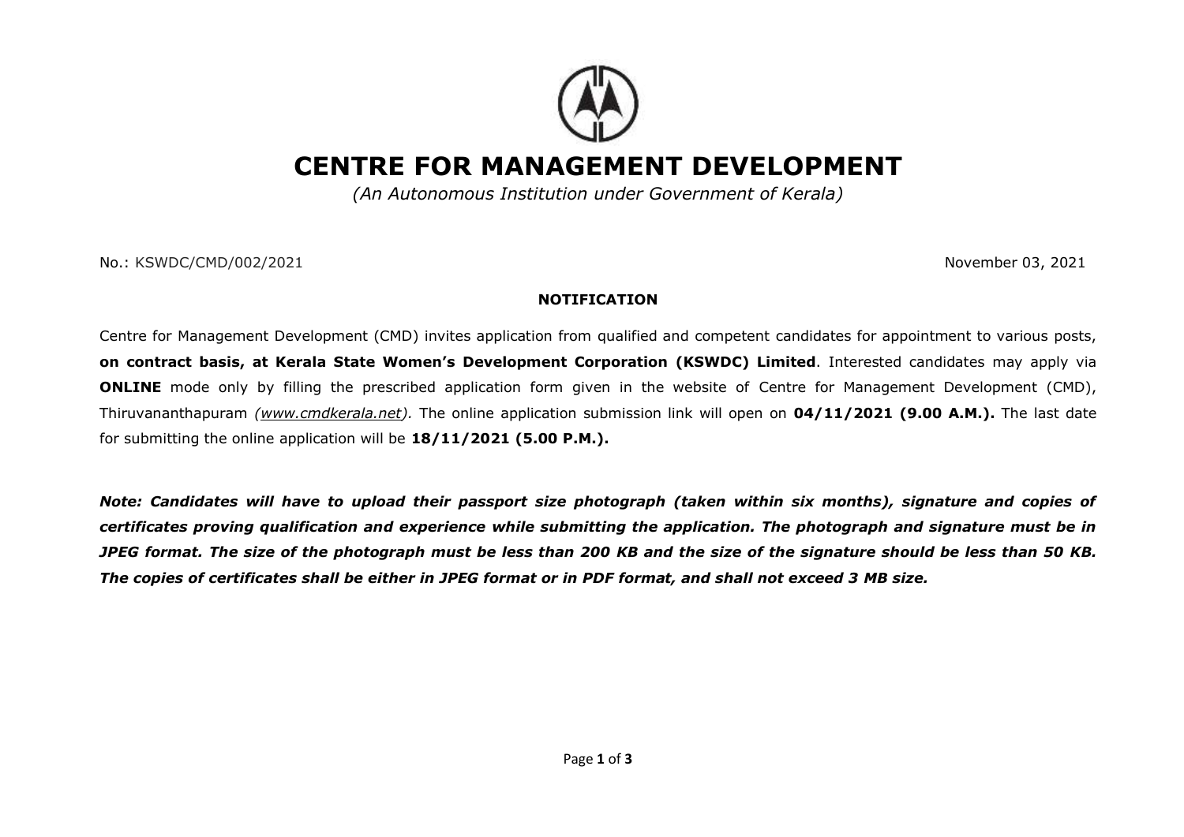# CENTRE FOR MANAGEMENT DEVELOPMENT

*(An Autonomous Institution under Government of Kerala)*

No.: KSWDC/CMD/002/2021 November 03, 2021

**NOTIFICATION**

Centre for Management Development (CMD) invites application from qualified and competent candidates for appointment to various posts, **on contract basis, at Kerala State Women's Development Corporation (KSWDC) Limited**. Interested candidates may apply via **ONLINE** mode only by filling the prescribed application form given in the website of Centre for Management Development (CMD), Thiruvananthapuram *(www.cmdkerala.net).* The online application submission link will open on **04/11/2021 (9.00 A.M.).** The last date for submitting the online application will be **18/11/2021 (5.00 P.M.).**

***Note: Candidates will have to upload their passport size photograph (taken within six months), signature and copies of certificates proving qualification and experience while submitting the application. The photograph and signature must be in JPEG format. The size of the photograph must be less than 200 KB and the size of the signature should be less than 50 KB. The copies of certificates shall be either in JPEG format or in PDF format, and shall not exceed 3 MB size.***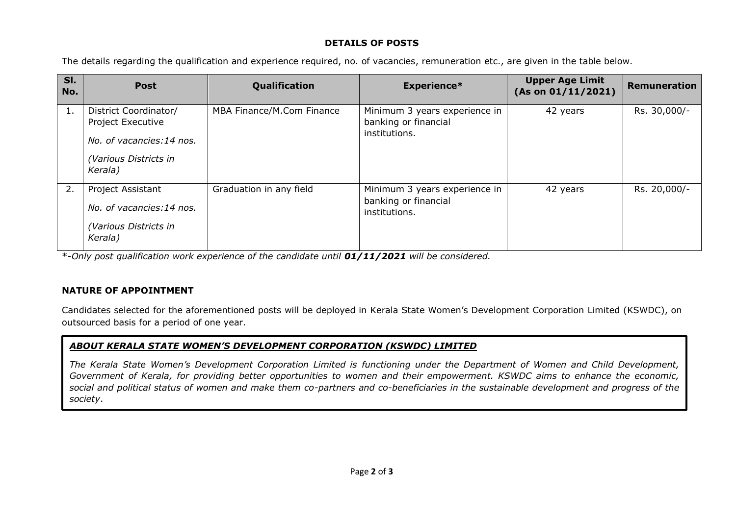## DETAILS OF POSTS

The details regarding the qualification and experience required, no. of vacancies, remuneration etc., are given in the table below.

| Sl. No. | Post | Qualification | Experience* | Upper Age Limit (As on 01/11/2021) | Remuneration |
|---|---|---|---|---|---|
| 1. | District Coordinator/ Project Executive<br>*No. of vacancies:14 nos.*<br>*(Various Districts in Kerala)* | MBA Finance/M.Com Finance | Minimum 3 years experience in banking or financial institutions. | 42 years | Rs. 30,000/- |
| 2. | Project Assistant<br>*No. of vacancies:14 nos.*<br>*(Various Districts in Kerala)* | Graduation in any field | Minimum 3 years experience in banking or financial institutions. | 42 years | Rs. 20,000/- |

*\*-Only post qualification work experience of the candidate until **01/11/2021** will be considered.*

## NATURE OF APPOINTMENT

Candidates selected for the aforementioned posts will be deployed in Kerala State Women's Development Corporation Limited (KSWDC), on outsourced basis for a period of one year.

### ***ABOUT KERALA STATE WOMEN'S DEVELOPMENT CORPORATION (KSWDC) LIMITED***

*The Kerala State Women's Development Corporation Limited is functioning under the Department of Women and Child Development, Government of Kerala, for providing better opportunities to women and their empowerment. KSWDC aims to enhance the economic, social and political status of women and make them co-partners and co-beneficiaries in the sustainable development and progress of the society*.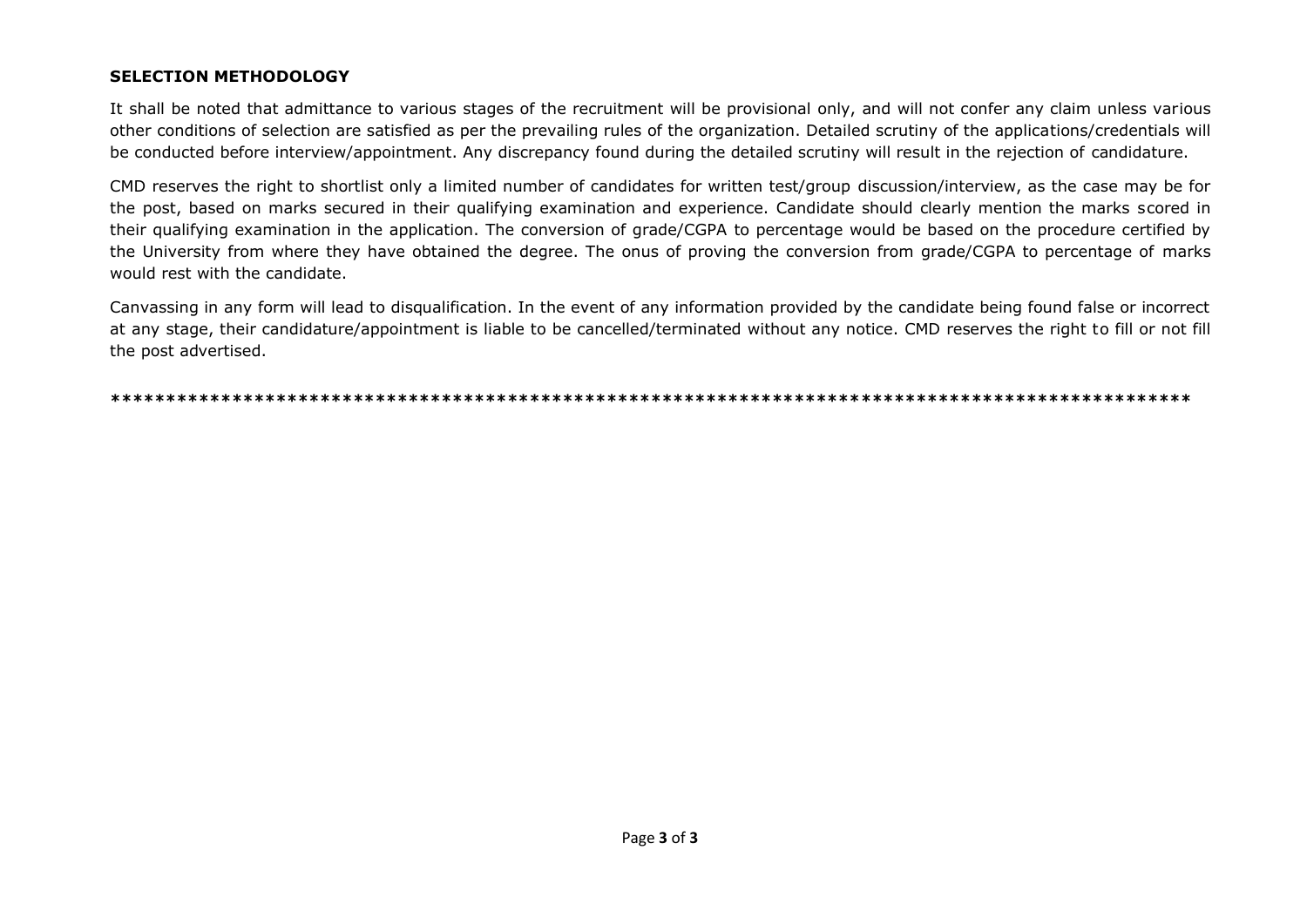**SELECTION METHODOLOGY**

It shall be noted that admittance to various stages of the recruitment will be provisional only, and will not confer any claim unless various other conditions of selection are satisfied as per the prevailing rules of the organization. Detailed scrutiny of the applications/credentials will be conducted before interview/appointment. Any discrepancy found during the detailed scrutiny will result in the rejection of candidature.

CMD reserves the right to shortlist only a limited number of candidates for written test/group discussion/interview, as the case may be for the post, based on marks secured in their qualifying examination and experience. Candidate should clearly mention the marks scored in their qualifying examination in the application. The conversion of grade/CGPA to percentage would be based on the procedure certified by the University from where they have obtained the degree. The onus of proving the conversion from grade/CGPA to percentage of marks would rest with the candidate.

Canvassing in any form will lead to disqualification. In the event of any information provided by the candidate being found false or incorrect at any stage, their candidature/appointment is liable to be cancelled/terminated without any notice. CMD reserves the right to fill or not fill the post advertised.

*************************************************************************************************